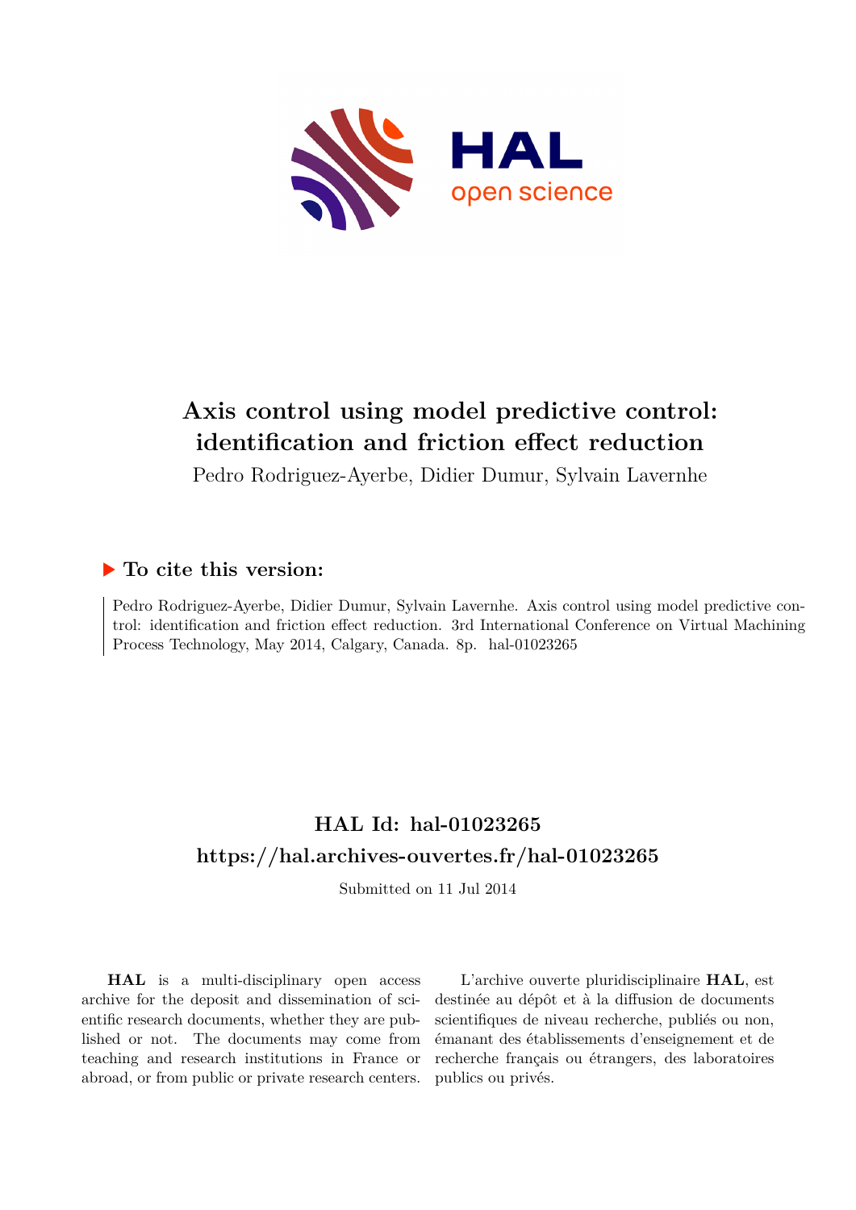# Axis control using model predictive control: identification and friction effect reduction

Pedro Rodriguez-Ayerbe, Didier Dumur, Sylvain Lavernhe

## ▶ To cite this version:

Pedro Rodriguez-Ayerbe, Didier Dumur, Sylvain Lavernhe. Axis control using model predictive control: identification and friction effect reduction. 3rd International Conference on Virtual Machining Process Technology, May 2014, Calgary, Canada. 8p. hal-01023265

## HAL Id: hal-01023265

## https://hal.archives-ouvertes.fr/hal-01023265

Submitted on 11 Jul 2014

**HAL** is a multi-disciplinary open access archive for the deposit and dissemination of scientific research documents, whether they are published or not. The documents may come from teaching and research institutions in France or abroad, or from public or private research centers.

L'archive ouverte pluridisciplinaire **HAL**, est destinée au dépôt et à la diffusion de documents scientifiques de niveau recherche, publiés ou non, émanant des établissements d'enseignement et de recherche français ou étrangers, des laboratoires publics ou privés.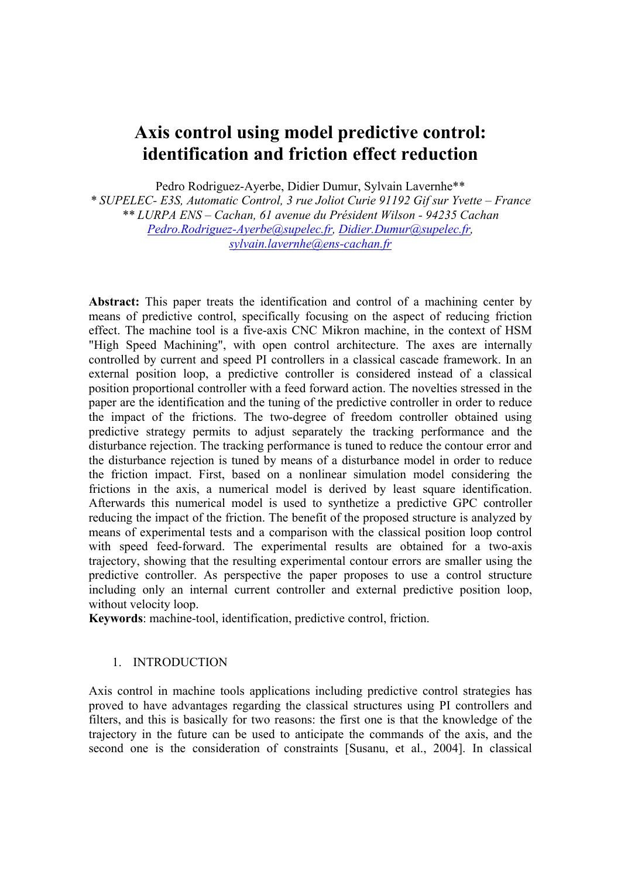# Axis control using model predictive control: identification and friction effect reduction

Pedro Rodriguez-Ayerbe, Didier Dumur, Sylvain Lavernhe**

* *SUPELEC- E3S, Automatic Control, 3 rue Joliot Curie 91192 Gif sur Yvette – France*

** *LURPA ENS – Cachan, 61 avenue du Président Wilson - 94235 Cachan*

Pedro.Rodriguez-Ayerbe@supelec.fr, Didier.Dumur@supelec.fr, sylvain.lavernhe@ens-cachan.fr

**Abstract:** This paper treats the identification and control of a machining center by means of predictive control, specifically focusing on the aspect of reducing friction effect. The machine tool is a five-axis CNC Mikron machine, in the context of HSM "High Speed Machining", with open control architecture. The axes are internally controlled by current and speed PI controllers in a classical cascade framework. In an external position loop, a predictive controller is considered instead of a classical position proportional controller with a feed forward action. The novelties stressed in the paper are the identification and the tuning of the predictive controller in order to reduce the impact of the frictions. The two-degree of freedom controller obtained using predictive strategy permits to adjust separately the tracking performance and the disturbance rejection. The tracking performance is tuned to reduce the contour error and the disturbance rejection is tuned by means of a disturbance model in order to reduce the friction impact. First, based on a nonlinear simulation model considering the frictions in the axis, a numerical model is derived by least square identification. Afterwards this numerical model is used to synthetize a predictive GPC controller reducing the impact of the friction. The benefit of the proposed structure is analyzed by means of experimental tests and a comparison with the classical position loop control with speed feed-forward. The experimental results are obtained for a two-axis trajectory, showing that the resulting experimental contour errors are smaller using the predictive controller. As perspective the paper proposes to use a control structure including only an internal current controller and external predictive position loop, without velocity loop.

**Keywords**: machine-tool, identification, predictive control, friction.

## 1. INTRODUCTION

Axis control in machine tools applications including predictive control strategies has proved to have advantages regarding the classical structures using PI controllers and filters, and this is basically for two reasons: the first one is that the knowledge of the trajectory in the future can be used to anticipate the commands of the axis, and the second one is the consideration of constraints [Susanu, et al., 2004]. In classical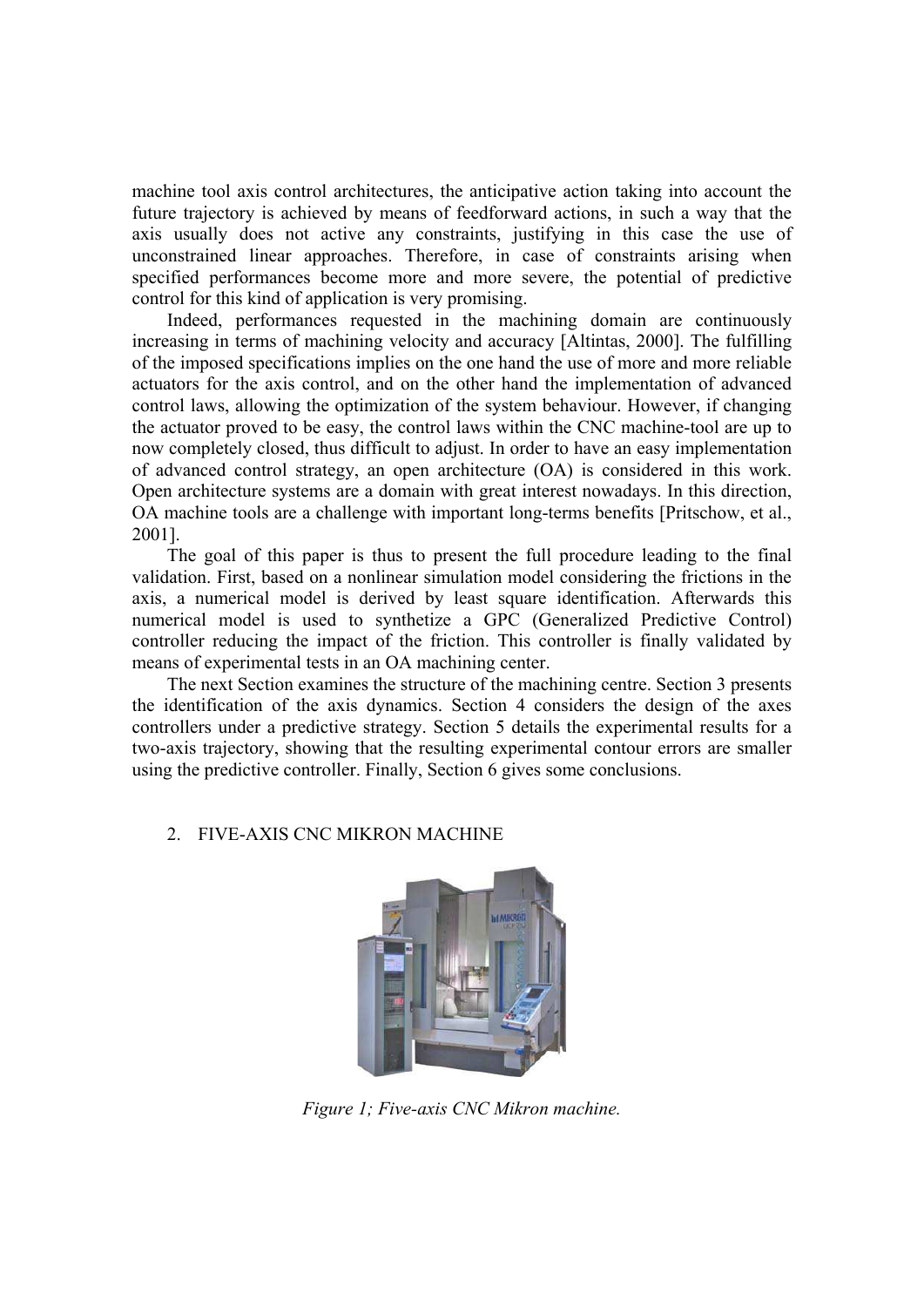machine tool axis control architectures, the anticipative action taking into account the future trajectory is achieved by means of feedforward actions, in such a way that the axis usually does not active any constraints, justifying in this case the use of unconstrained linear approaches. Therefore, in case of constraints arising when specified performances become more and more severe, the potential of predictive control for this kind of application is very promising.

Indeed, performances requested in the machining domain are continuously increasing in terms of machining velocity and accuracy [Altintas, 2000]. The fulfilling of the imposed specifications implies on the one hand the use of more and more reliable actuators for the axis control, and on the other hand the implementation of advanced control laws, allowing the optimization of the system behaviour. However, if changing the actuator proved to be easy, the control laws within the CNC machine-tool are up to now completely closed, thus difficult to adjust. In order to have an easy implementation of advanced control strategy, an open architecture (OA) is considered in this work. Open architecture systems are a domain with great interest nowadays. In this direction, OA machine tools are a challenge with important long-terms benefits [Pritschow, et al., 2001].

The goal of this paper is thus to present the full procedure leading to the final validation. First, based on a nonlinear simulation model considering the frictions in the axis, a numerical model is derived by least square identification. Afterwards this numerical model is used to synthetize a GPC (Generalized Predictive Control) controller reducing the impact of the friction. This controller is finally validated by means of experimental tests in an OA machining center.

The next Section examines the structure of the machining centre. Section 3 presents the identification of the axis dynamics. Section 4 considers the design of the axes controllers under a predictive strategy. Section 5 details the experimental results for a two-axis trajectory, showing that the resulting experimental contour errors are smaller using the predictive controller. Finally, Section 6 gives some conclusions.

## 2. FIVE-AXIS CNC MIKRON MACHINE

*Figure 1; Five-axis CNC Mikron machine.*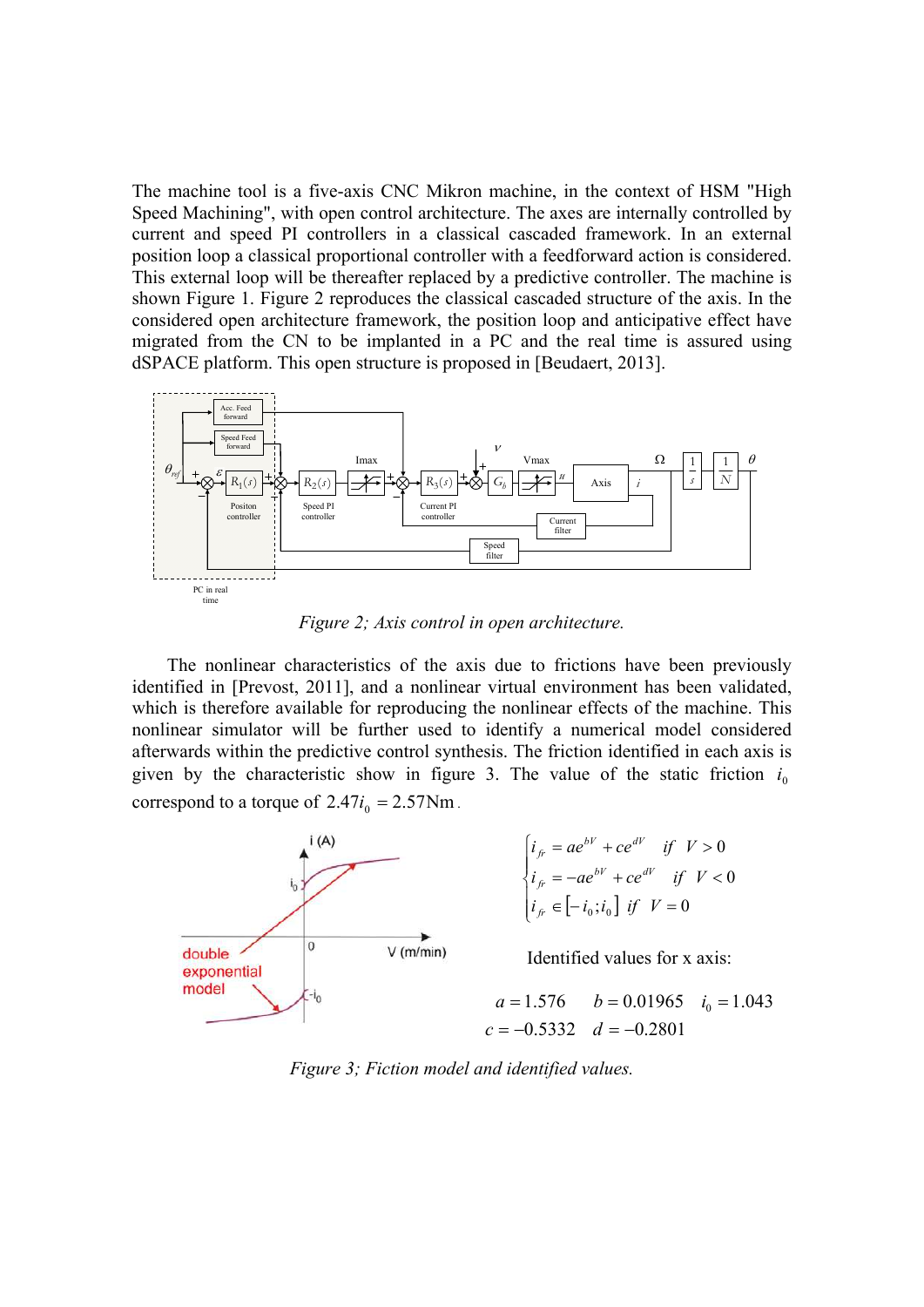The machine tool is a five-axis CNC Mikron machine, in the context of HSM "High Speed Machining", with open control architecture. The axes are internally controlled by current and speed PI controllers in a classical cascaded framework. In an external position loop a classical proportional controller with a feedforward action is considered. This external loop will be thereafter replaced by a predictive controller. The machine is shown Figure 1. Figure 2 reproduces the classical cascaded structure of the axis. In the considered open architecture framework, the position loop and anticipative effect have migrated from the CN to be implanted in a PC and the real time is assured using dSPACE platform. This open structure is proposed in [Beudaert, 2013].

*Figure 2; Axis control in open architecture.*

The nonlinear characteristics of the axis due to frictions have been previously identified in [Prevost, 2011], and a nonlinear virtual environment has been validated, which is therefore available for reproducing the nonlinear effects of the machine. This nonlinear simulator will be further used to identify a numerical model considered afterwards within the predictive control synthesis. The friction identified in each axis is given by the characteristic show in figure 3. The value of the static friction $i_0$ correspond to a torque of $2.47 i_0 = 2.57\text{Nm}$.

$$
\begin{cases}
i_{fr} = a e^{bV} + c e^{dV} & \text{if } V > 0 \\
i_{fr} = -a e^{bV} + c e^{dV} & \text{if } V < 0 \\
i_{fr} \in [-i_0 ; i_0] & \text{if } V = 0
\end{cases}
$$

Identified values for x axis:

$a = 1.576 \quad b = 0.01965 \quad i_0 = 1.043$

$c = -0.5332 \quad d = -0.2801$

*Figure 3; Fiction model and identified values.*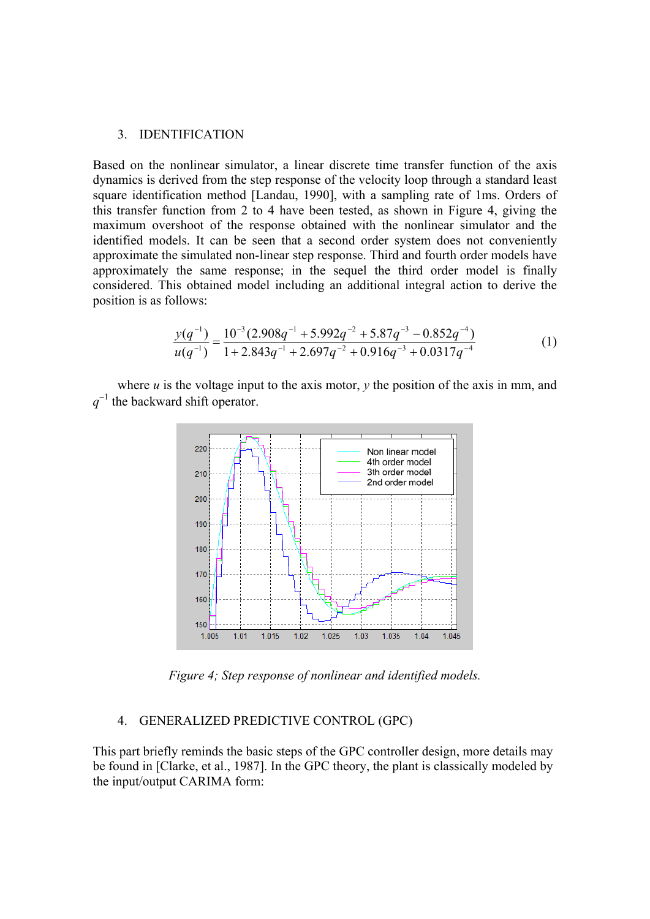## 3. IDENTIFICATION

Based on the nonlinear simulator, a linear discrete time transfer function of the axis dynamics is derived from the step response of the velocity loop through a standard least square identification method [Landau, 1990], with a sampling rate of 1ms. Orders of this transfer function from 2 to 4 have been tested, as shown in Figure 4, giving the maximum overshoot of the response obtained with the nonlinear simulator and the identified models. It can be seen that a second order system does not conveniently approximate the simulated non-linear step response. Third and fourth order models have approximately the same response; in the sequel the third order model is finally considered. This obtained model including an additional integral action to derive the position is as follows:

$$\frac{y(q^{-1})}{u(q^{-1})} = \frac{10^{-3}(2.908q^{-1} + 5.992q^{-2} + 5.87q^{-3} - 0.852q^{-4})}{1 + 2.843q^{-1} + 2.697q^{-2} + 0.916q^{-3} + 0.0317q^{-4}} \tag{1}$$

where $u$ is the voltage input to the axis motor, $y$ the position of the axis in mm, and $q^{-1}$ the backward shift operator.

*Figure 4; Step response of nonlinear and identified models.*

## 4. GENERALIZED PREDICTIVE CONTROL (GPC)

This part briefly reminds the basic steps of the GPC controller design, more details may be found in [Clarke, et al., 1987]. In the GPC theory, the plant is classically modeled by the input/output CARIMA form: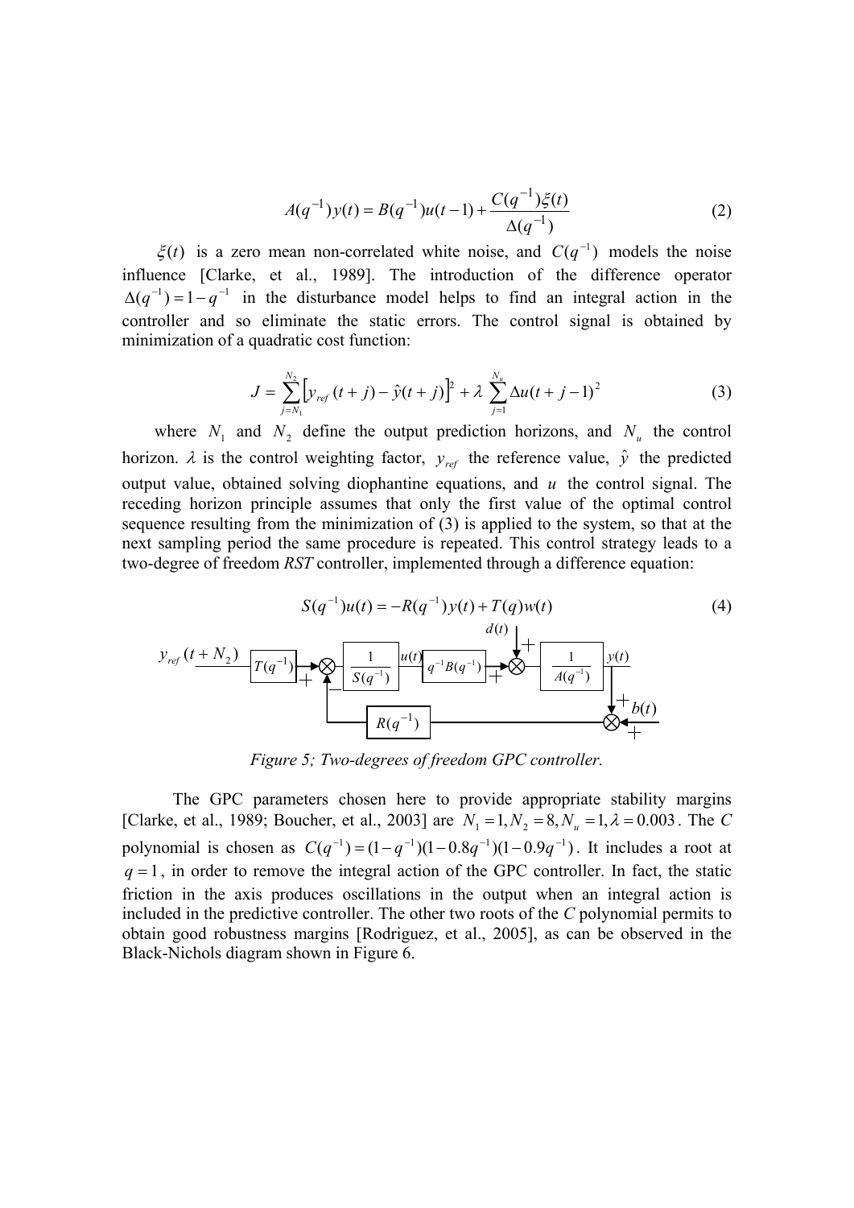$$A(q^{-1})y(t) = B(q^{-1})u(t-1) + \frac{C(q^{-1})\xi(t)}{\Delta(q^{-1})} \tag{2}$$

$\xi(t)$ is a zero mean non-correlated white noise, and $C(q^{-1})$ models the noise influence [Clarke, et al., 1989]. The introduction of the difference operator $\Delta(q^{-1}) = 1 - q^{-1}$ in the disturbance model helps to find an integral action in the controller and so eliminate the static errors. The control signal is obtained by minimization of a quadratic cost function:

$$J = \sum_{j=N_1}^{N_2} \left[ y_{ref}(t+j) - \hat{y}(t+j) \right]^2 + \lambda \sum_{j=1}^{N_u} \Delta u(t+j-1)^2 \tag{3}$$

where $N_1$ and $N_2$ define the output prediction horizons, and $N_u$ the control horizon. $\lambda$ is the control weighting factor, $y_{ref}$ the reference value, $\hat{y}$ the predicted output value, obtained solving diophantine equations, and $u$ the control signal. The receding horizon principle assumes that only the first value of the optimal control sequence resulting from the minimization of (3) is applied to the system, so that at the next sampling period the same procedure is repeated. This control strategy leads to a two-degree of freedom *RST* controller, implemented through a difference equation:

$$S(q^{-1})u(t) = -R(q^{-1})y(t) + T(q)w(t) \tag{4}$$

*Figure 5; Two-degrees of freedom GPC controller.*

The GPC parameters chosen here to provide appropriate stability margins [Clarke, et al., 1989; Boucher, et al., 2003] are $N_1 = 1, N_2 = 8, N_u = 1, \lambda = 0.003$. The *C* polynomial is chosen as $C(q^{-1}) = (1 - q^{-1})(1 - 0.8q^{-1})(1 - 0.9q^{-1})$. It includes a root at $q = 1$, in order to remove the integral action of the GPC controller. In fact, the static friction in the axis produces oscillations in the output when an integral action is included in the predictive controller. The other two roots of the *C* polynomial permits to obtain good robustness margins [Rodriguez, et al., 2005], as can be observed in the Black-Nichols diagram shown in Figure 6.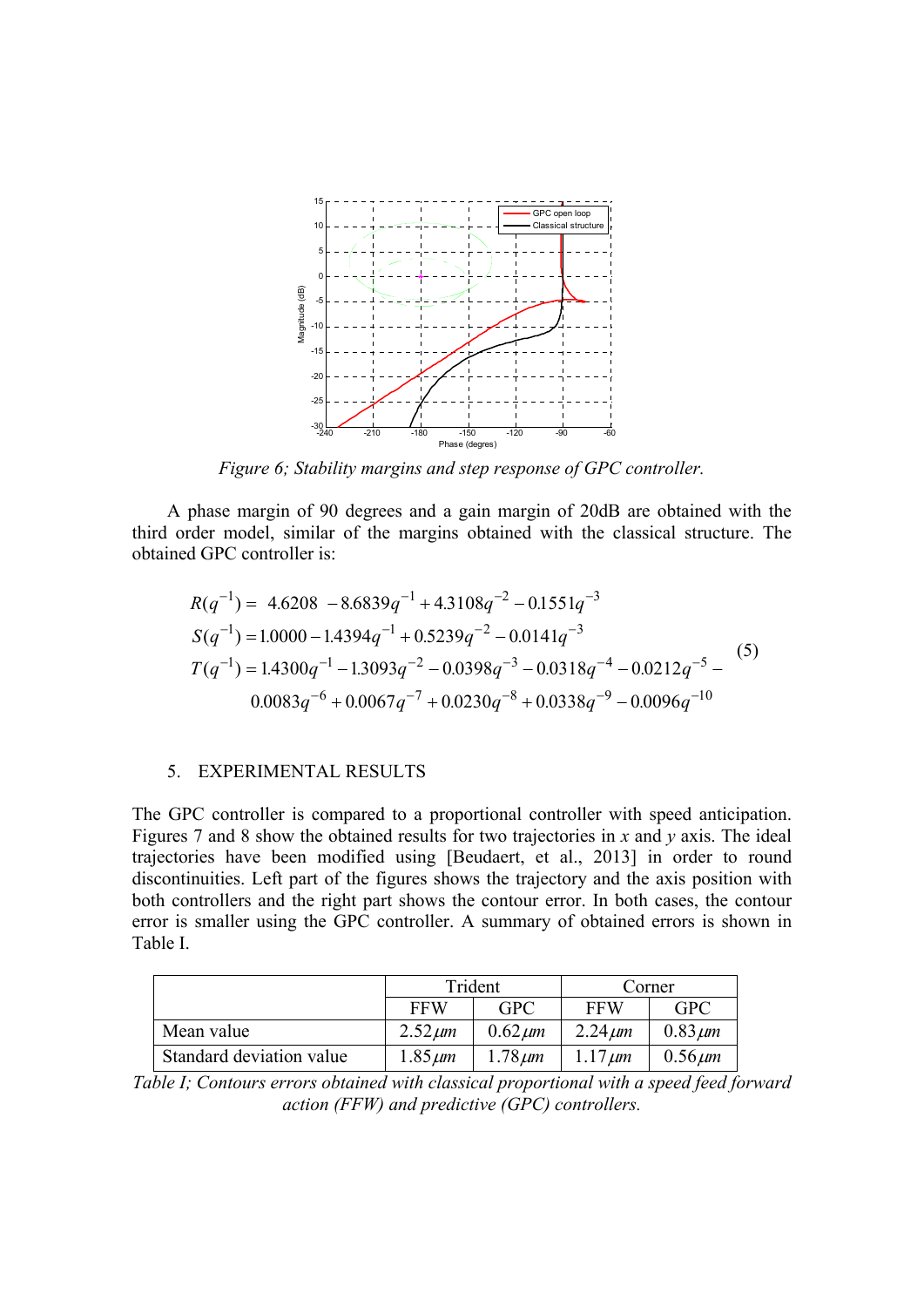*Figure 6; Stability margins and step response of GPC controller.*

A phase margin of 90 degrees and a gain margin of 20dB are obtained with the third order model, similar of the margins obtained with the classical structure. The obtained GPC controller is:

$$
\begin{aligned}
R(q^{-1}) &= 4.6208 - 8.6839q^{-1} + 4.3108q^{-2} - 0.1551q^{-3} \\
S(q^{-1}) &= 1.0000 - 1.4394q^{-1} + 0.5239q^{-2} - 0.0141q^{-3} \\
T(q^{-1}) &= 1.4300q^{-1} - 1.3093q^{-2} - 0.0398q^{-3} - 0.0318q^{-4} - 0.0212q^{-5} - \\
&\quad 0.0083q^{-6} + 0.0067q^{-7} + 0.0230q^{-8} + 0.0338q^{-9} - 0.0096q^{-10}
\end{aligned}
\tag{5}
$$

## 5. EXPERIMENTAL RESULTS

The GPC controller is compared to a proportional controller with speed anticipation. Figures 7 and 8 show the obtained results for two trajectories in $x$ and $y$ axis. The ideal trajectories have been modified using [Beudaert, et al., 2013] in order to round discontinuities. Left part of the figures shows the trajectory and the axis position with both controllers and the right part shows the contour error. In both cases, the contour error is smaller using the GPC controller. A summary of obtained errors is shown in Table I.

| | Trident | | Corner | |
|---|---|---|---|---|
| | FFW | GPC | FFW | GPC |
| Mean value | $2.52\mu m$ | $0.62\mu m$ | $2.24\mu m$ | $0.83\mu m$ |
| Standard deviation value | $1.85\mu m$ | $1.78\mu m$ | $1.17\mu m$ | $0.56\mu m$ |

*Table I; Contours errors obtained with classical proportional with a speed feed forward action (FFW) and predictive (GPC) controllers.*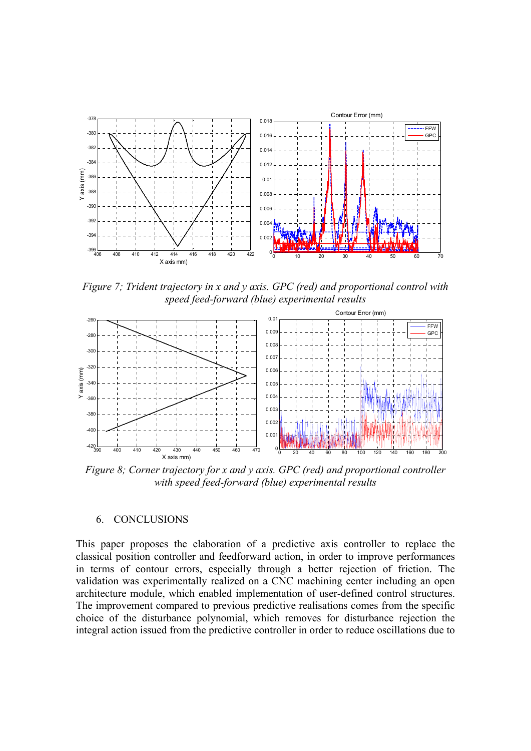*Figure 7; Trident trajectory in x and y axis. GPC (red) and proportional control with speed feed-forward (blue) experimental results*

*Figure 8; Corner trajectory for x and y axis. GPC (red) and proportional controller with speed feed-forward (blue) experimental results*

## 6. CONCLUSIONS

This paper proposes the elaboration of a predictive axis controller to replace the classical position controller and feedforward action, in order to improve performances in terms of contour errors, especially through a better rejection of friction. The validation was experimentally realized on a CNC machining center including an open architecture module, which enabled implementation of user-defined control structures. The improvement compared to previous predictive realisations comes from the specific choice of the disturbance polynomial, which removes for disturbance rejection the integral action issued from the predictive controller in order to reduce oscillations due to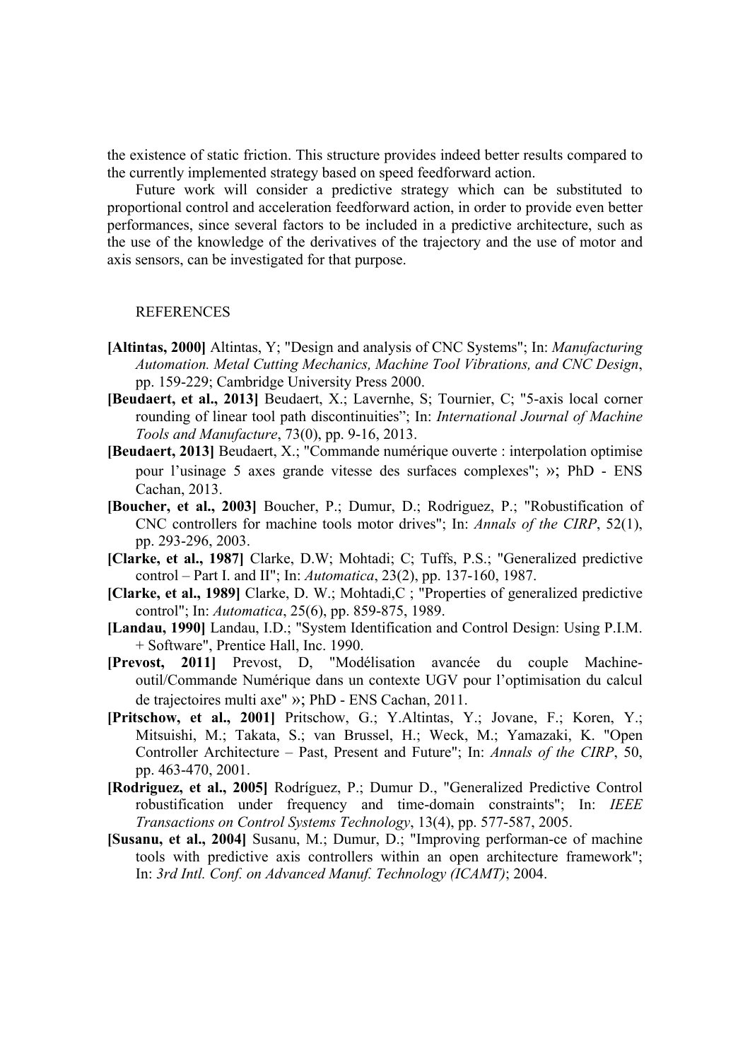the existence of static friction. This structure provides indeed better results compared to the currently implemented strategy based on speed feedforward action.

Future work will consider a predictive strategy which can be substituted to proportional control and acceleration feedforward action, in order to provide even better performances, since several factors to be included in a predictive architecture, such as the use of the knowledge of the derivatives of the trajectory and the use of motor and axis sensors, can be investigated for that purpose.

## REFERENCES

**[Altintas, 2000]** Altintas, Y; "Design and analysis of CNC Systems"; In: *Manufacturing Automation. Metal Cutting Mechanics, Machine Tool Vibrations, and CNC Design*, pp. 159-229; Cambridge University Press 2000.

**[Beudaert, et al., 2013]** Beudaert, X.; Lavernhe, S; Tournier, C; "5-axis local corner rounding of linear tool path discontinuities"; In: *International Journal of Machine Tools and Manufacture*, 73(0), pp. 9-16, 2013.

**[Beudaert, 2013]** Beudaert, X.; "Commande numérique ouverte : interpolation optimise pour l'usinage 5 axes grande vitesse des surfaces complexes"; »; PhD - ENS Cachan, 2013.

**[Boucher, et al., 2003]** Boucher, P.; Dumur, D.; Rodriguez, P.; "Robustification of CNC controllers for machine tools motor drives"; In: *Annals of the CIRP*, 52(1), pp. 293-296, 2003.

**[Clarke, et al., 1987]** Clarke, D.W; Mohtadi; C; Tuffs, P.S.; "Generalized predictive control – Part I. and II"; In: *Automatica*, 23(2), pp. 137-160, 1987.

**[Clarke, et al., 1989]** Clarke, D. W.; Mohtadi,C ; "Properties of generalized predictive control"; In: *Automatica*, 25(6), pp. 859-875, 1989.

**[Landau, 1990]** Landau, I.D.; "System Identification and Control Design: Using P.I.M. + Software", Prentice Hall, Inc. 1990.

**[Prevost, 2011]** Prevost, D, "Modélisation avancée du couple Machine-outil/Commande Numérique dans un contexte UGV pour l'optimisation du calcul de trajectoires multi axe" »; PhD - ENS Cachan, 2011.

**[Pritschow, et al., 2001]** Pritschow, G.; Y.Altintas, Y.; Jovane, F.; Koren, Y.; Mitsuishi, M.; Takata, S.; van Brussel, H.; Weck, M.; Yamazaki, K. "Open Controller Architecture – Past, Present and Future"; In: *Annals of the CIRP*, 50, pp. 463-470, 2001.

**[Rodriguez, et al., 2005]** Rodríguez, P.; Dumur D., "Generalized Predictive Control robustification under frequency and time-domain constraints"; In: *IEEE Transactions on Control Systems Technology*, 13(4), pp. 577-587, 2005.

**[Susanu, et al., 2004]** Susanu, M.; Dumur, D.; "Improving performan-ce of machine tools with predictive axis controllers within an open architecture framework"; In: *3rd Intl. Conf. on Advanced Manuf. Technology (ICAMT)*; 2004.